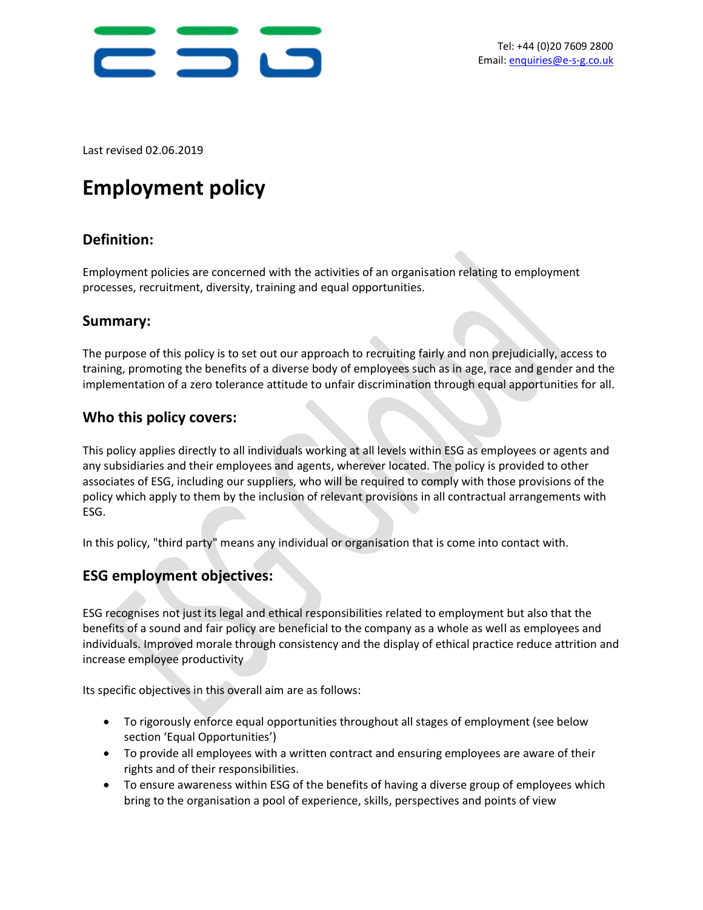Tel: +44 (0)20 7609 2800
Email: enquiries@e-s-g.co.uk

Last revised 02.06.2019

# Employment policy

## Definition:

Employment policies are concerned with the activities of an organisation relating to employment processes, recruitment, diversity, training and equal opportunities.

## Summary:

The purpose of this policy is to set out our approach to recruiting fairly and non prejudicially, access to training, promoting the benefits of a diverse body of employees such as in age, race and gender and the implementation of a zero tolerance attitude to unfair discrimination through equal apportunities for all.

## Who this policy covers:

This policy applies directly to all individuals working at all levels within ESG as employees or agents and any subsidiaries and their employees and agents, wherever located. The policy is provided to other associates of ESG, including our suppliers, who will be required to comply with those provisions of the policy which apply to them by the inclusion of relevant provisions in all contractual arrangements with ESG.

In this policy, "third party" means any individual or organisation that is come into contact with.

## ESG employment objectives:

ESG recognises not just its legal and ethical responsibilities related to employment but also that the benefits of a sound and fair policy are beneficial to the company as a whole as well as employees and individuals. Improved morale through consistency and the display of ethical practice reduce attrition and increase employee productivity

Its specific objectives in this overall aim are as follows:

- To rigorously enforce equal opportunities throughout all stages of employment (see below section 'Equal Opportunities')
- To provide all employees with a written contract and ensuring employees are aware of their rights and of their responsibilities.
- To ensure awareness within ESG of the benefits of having a diverse group of employees which bring to the organisation a pool of experience, skills, perspectives and points of view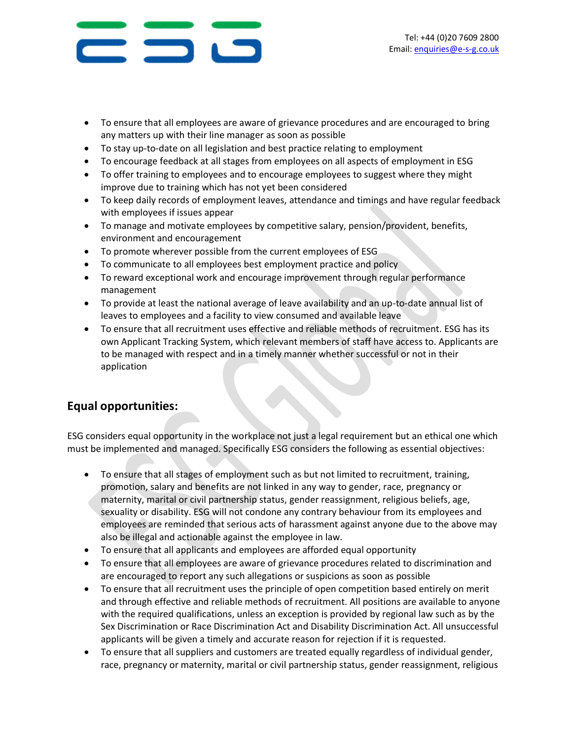- To ensure that all employees are aware of grievance procedures and are encouraged to bring any matters up with their line manager as soon as possible
- To stay up-to-date on all legislation and best practice relating to employment
- To encourage feedback at all stages from employees on all aspects of employment in ESG
- To offer training to employees and to encourage employees to suggest where they might improve due to training which has not yet been considered
- To keep daily records of employment leaves, attendance and timings and have regular feedback with employees if issues appear
- To manage and motivate employees by competitive salary, pension/provident, benefits, environment and encouragement
- To promote wherever possible from the current employees of ESG
- To communicate to all employees best employment practice and policy
- To reward exceptional work and encourage improvement through regular performance management
- To provide at least the national average of leave availability and an up-to-date annual list of leaves to employees and a facility to view consumed and available leave
- To ensure that all recruitment uses effective and reliable methods of recruitment. ESG has its own Applicant Tracking System, which relevant members of staff have access to. Applicants are to be managed with respect and in a timely manner whether successful or not in their application

## Equal opportunities:

ESG considers equal opportunity in the workplace not just a legal requirement but an ethical one which must be implemented and managed. Specifically ESG considers the following as essential objectives:

- To ensure that all stages of employment such as but not limited to recruitment, training, promotion, salary and benefits are not linked in any way to gender, race, pregnancy or maternity, marital or civil partnership status, gender reassignment, religious beliefs, age, sexuality or disability. ESG will not condone any contrary behaviour from its employees and employees are reminded that serious acts of harassment against anyone due to the above may also be illegal and actionable against the employee in law.
- To ensure that all applicants and employees are afforded equal opportunity
- To ensure that all employees are aware of grievance procedures related to discrimination and are encouraged to report any such allegations or suspicions as soon as possible
- To ensure that all recruitment uses the principle of open competition based entirely on merit and through effective and reliable methods of recruitment. All positions are available to anyone with the required qualifications, unless an exception is provided by regional law such as by the Sex Discrimination or Race Discrimination Act and Disability Discrimination Act. All unsuccessful applicants will be given a timely and accurate reason for rejection if it is requested.
- To ensure that all suppliers and customers are treated equally regardless of individual gender, race, pregnancy or maternity, marital or civil partnership status, gender reassignment, religious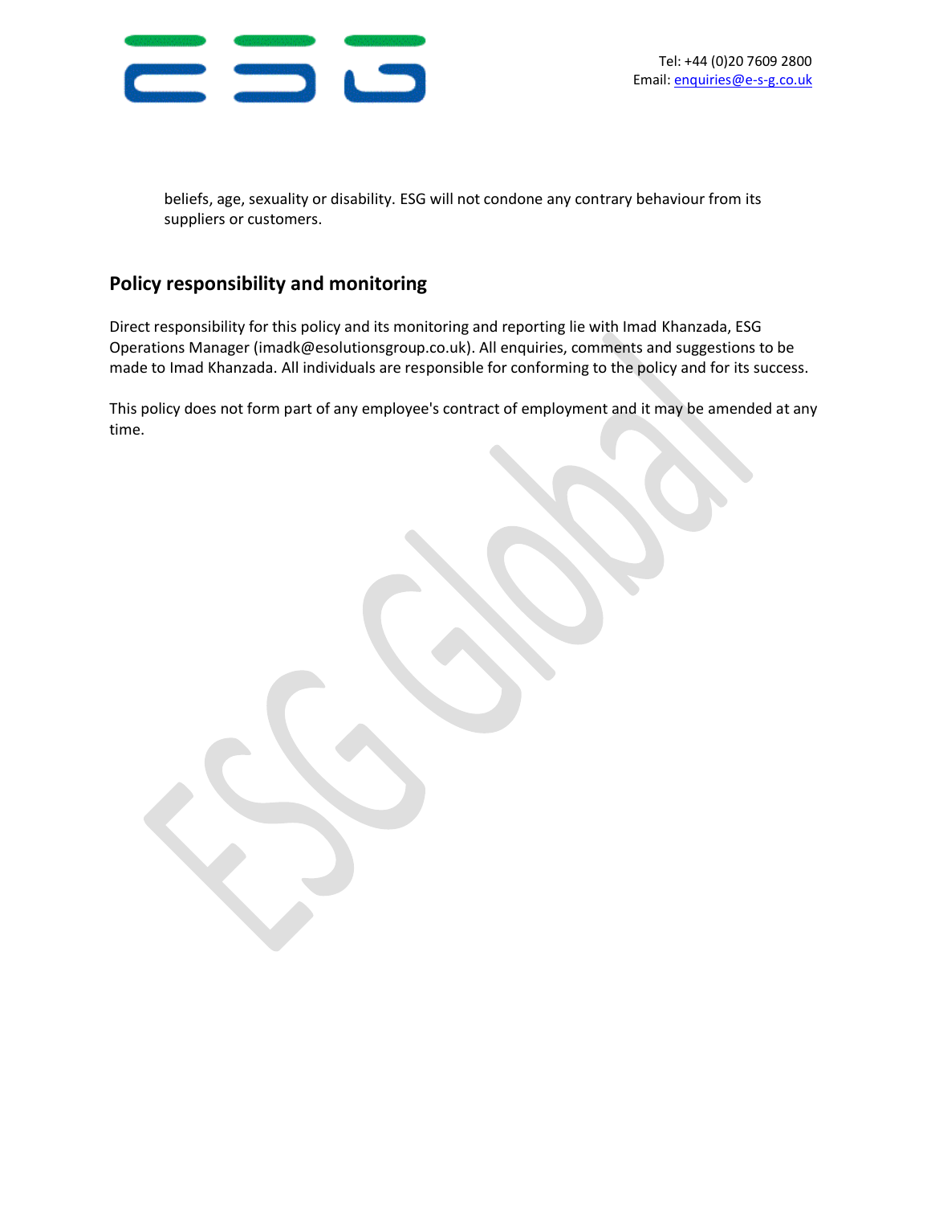beliefs, age, sexuality or disability. ESG will not condone any contrary behaviour from its suppliers or customers.

## Policy responsibility and monitoring

Direct responsibility for this policy and its monitoring and reporting lie with Imad Khanzada, ESG Operations Manager (imadk@esolutionsgroup.co.uk). All enquiries, comments and suggestions to be made to Imad Khanzada. All individuals are responsible for conforming to the policy and for its success.

This policy does not form part of any employee's contract of employment and it may be amended at any time.